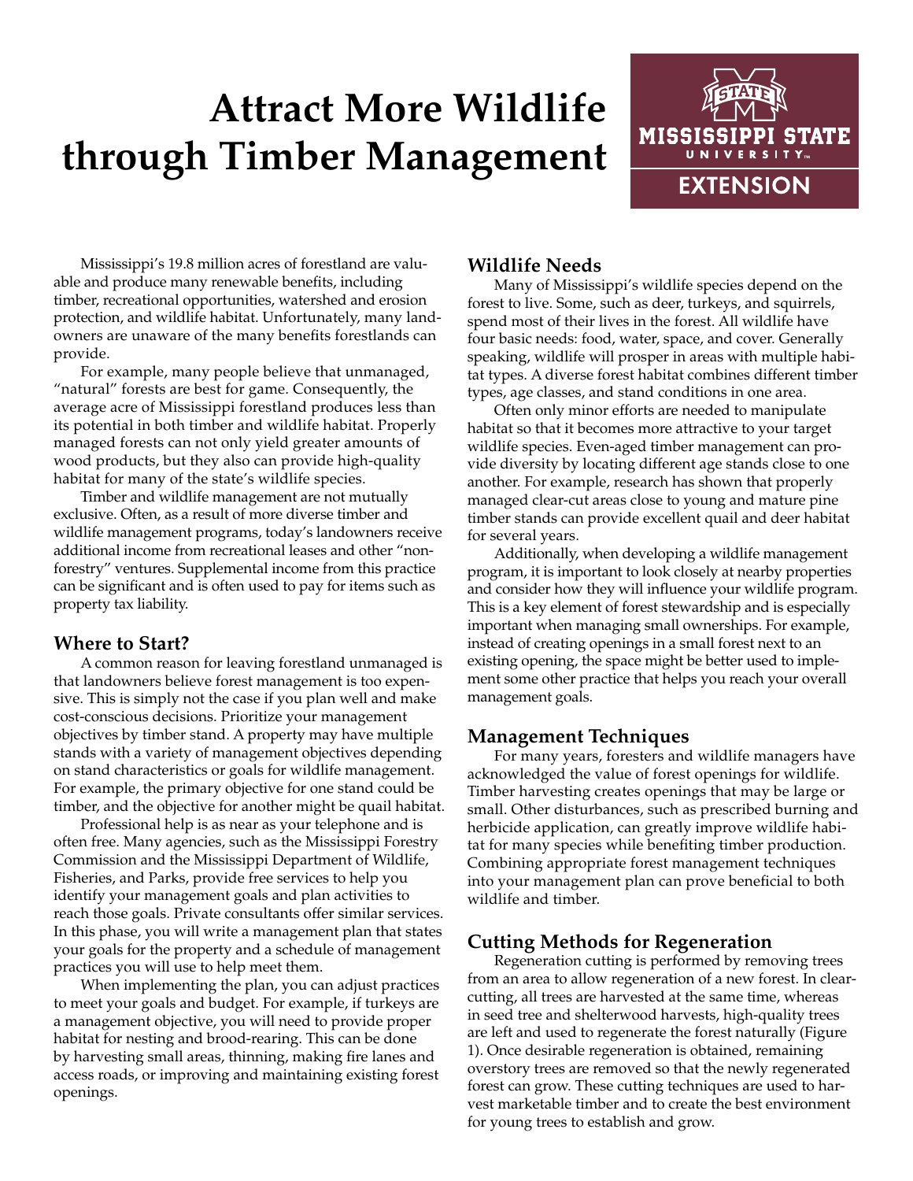# Attract More Wildlife through Timber Management

Mississippi's 19.8 million acres of forestland are valuable and produce many renewable benefits, including timber, recreational opportunities, watershed and erosion protection, and wildlife habitat. Unfortunately, many landowners are unaware of the many benefits forestlands can provide.

For example, many people believe that unmanaged, "natural" forests are best for game. Consequently, the average acre of Mississippi forestland produces less than its potential in both timber and wildlife habitat. Properly managed forests can not only yield greater amounts of wood products, but they also can provide high-quality habitat for many of the state's wildlife species.

Timber and wildlife management are not mutually exclusive. Often, as a result of more diverse timber and wildlife management programs, today's landowners receive additional income from recreational leases and other "non-forestry" ventures. Supplemental income from this practice can be significant and is often used to pay for items such as property tax liability.

## Where to Start?

A common reason for leaving forestland unmanaged is that landowners believe forest management is too expensive. This is simply not the case if you plan well and make cost-conscious decisions. Prioritize your management objectives by timber stand. A property may have multiple stands with a variety of management objectives depending on stand characteristics or goals for wildlife management. For example, the primary objective for one stand could be timber, and the objective for another might be quail habitat.

Professional help is as near as your telephone and is often free. Many agencies, such as the Mississippi Forestry Commission and the Mississippi Department of Wildlife, Fisheries, and Parks, provide free services to help you identify your management goals and plan activities to reach those goals. Private consultants offer similar services. In this phase, you will write a management plan that states your goals for the property and a schedule of management practices you will use to help meet them.

When implementing the plan, you can adjust practices to meet your goals and budget. For example, if turkeys are a management objective, you will need to provide proper habitat for nesting and brood-rearing. This can be done by harvesting small areas, thinning, making fire lanes and access roads, or improving and maintaining existing forest openings.

## Wildlife Needs

Many of Mississippi's wildlife species depend on the forest to live. Some, such as deer, turkeys, and squirrels, spend most of their lives in the forest. All wildlife have four basic needs: food, water, space, and cover. Generally speaking, wildlife will prosper in areas with multiple habitat types. A diverse forest habitat combines different timber types, age classes, and stand conditions in one area.

Often only minor efforts are needed to manipulate habitat so that it becomes more attractive to your target wildlife species. Even-aged timber management can provide diversity by locating different age stands close to one another. For example, research has shown that properly managed clear-cut areas close to young and mature pine timber stands can provide excellent quail and deer habitat for several years.

Additionally, when developing a wildlife management program, it is important to look closely at nearby properties and consider how they will influence your wildlife program. This is a key element of forest stewardship and is especially important when managing small ownerships. For example, instead of creating openings in a small forest next to an existing opening, the space might be better used to implement some other practice that helps you reach your overall management goals.

## Management Techniques

For many years, foresters and wildlife managers have acknowledged the value of forest openings for wildlife. Timber harvesting creates openings that may be large or small. Other disturbances, such as prescribed burning and herbicide application, can greatly improve wildlife habitat for many species while benefiting timber production. Combining appropriate forest management techniques into your management plan can prove beneficial to both wildlife and timber.

## Cutting Methods for Regeneration

Regeneration cutting is performed by removing trees from an area to allow regeneration of a new forest. In clear-cutting, all trees are harvested at the same time, whereas in seed tree and shelterwood harvests, high-quality trees are left and used to regenerate the forest naturally (Figure 1). Once desirable regeneration is obtained, remaining overstory trees are removed so that the newly regenerated forest can grow. These cutting techniques are used to harvest marketable timber and to create the best environment for young trees to establish and grow.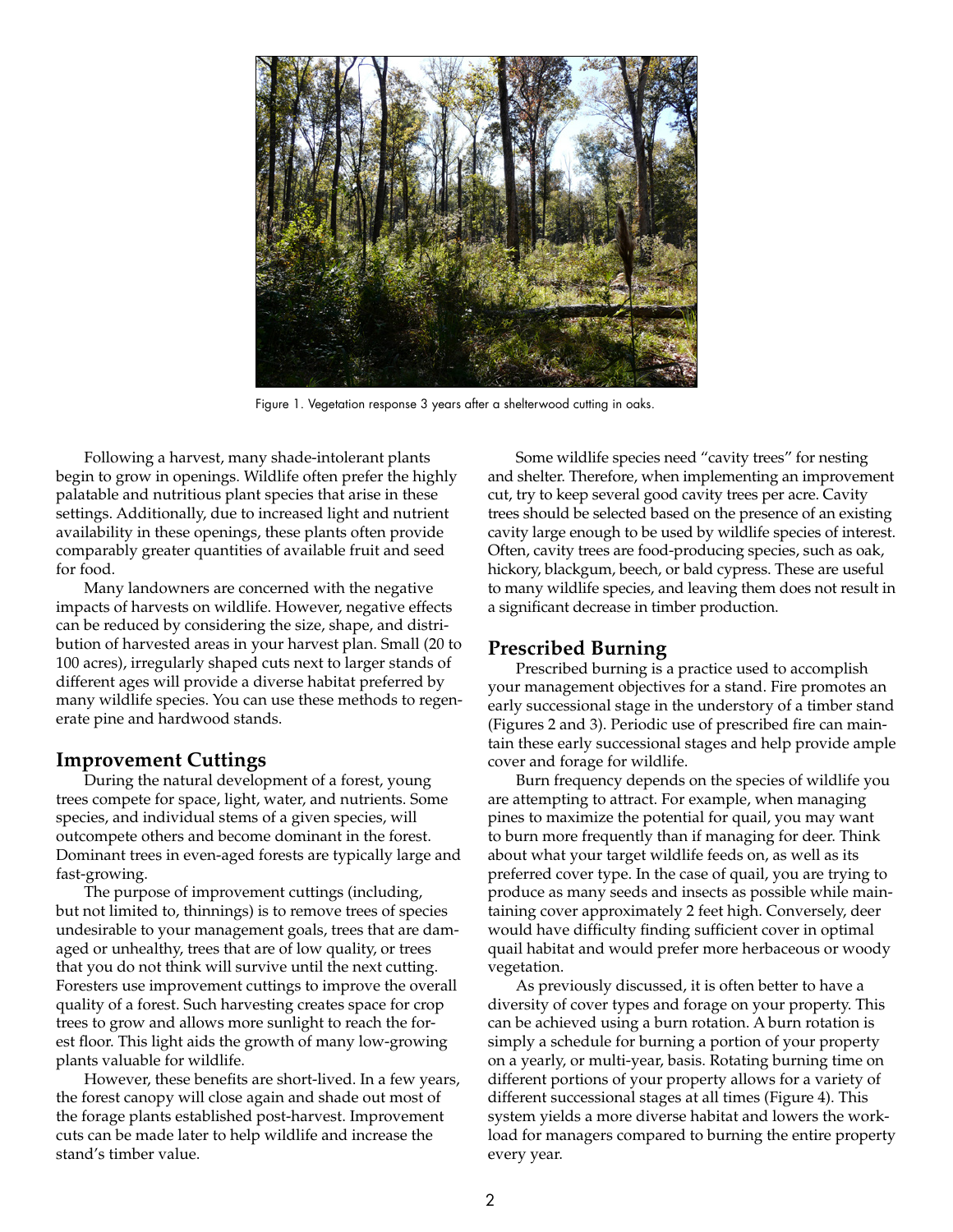Figure 1. Vegetation response 3 years after a shelterwood cutting in oaks.

Following a harvest, many shade-intolerant plants begin to grow in openings. Wildlife often prefer the highly palatable and nutritious plant species that arise in these settings. Additionally, due to increased light and nutrient availability in these openings, these plants often provide comparably greater quantities of available fruit and seed for food.

Many landowners are concerned with the negative impacts of harvests on wildlife. However, negative effects can be reduced by considering the size, shape, and distribution of harvested areas in your harvest plan. Small (20 to 100 acres), irregularly shaped cuts next to larger stands of different ages will provide a diverse habitat preferred by many wildlife species. You can use these methods to regenerate pine and hardwood stands.

## Improvement Cuttings

During the natural development of a forest, young trees compete for space, light, water, and nutrients. Some species, and individual stems of a given species, will outcompete others and become dominant in the forest. Dominant trees in even-aged forests are typically large and fast-growing.

The purpose of improvement cuttings (including, but not limited to, thinnings) is to remove trees of species undesirable to your management goals, trees that are damaged or unhealthy, trees that are of low quality, or trees that you do not think will survive until the next cutting. Foresters use improvement cuttings to improve the overall quality of a forest. Such harvesting creates space for crop trees to grow and allows more sunlight to reach the forest floor. This light aids the growth of many low-growing plants valuable for wildlife.

However, these benefits are short-lived. In a few years, the forest canopy will close again and shade out most of the forage plants established post-harvest. Improvement cuts can be made later to help wildlife and increase the stand's timber value.

Some wildlife species need "cavity trees" for nesting and shelter. Therefore, when implementing an improvement cut, try to keep several good cavity trees per acre. Cavity trees should be selected based on the presence of an existing cavity large enough to be used by wildlife species of interest. Often, cavity trees are food-producing species, such as oak, hickory, blackgum, beech, or bald cypress. These are useful to many wildlife species, and leaving them does not result in a significant decrease in timber production.

## Prescribed Burning

Prescribed burning is a practice used to accomplish your management objectives for a stand. Fire promotes an early successional stage in the understory of a timber stand (Figures 2 and 3). Periodic use of prescribed fire can maintain these early successional stages and help provide ample cover and forage for wildlife.

Burn frequency depends on the species of wildlife you are attempting to attract. For example, when managing pines to maximize the potential for quail, you may want to burn more frequently than if managing for deer. Think about what your target wildlife feeds on, as well as its preferred cover type. In the case of quail, you are trying to produce as many seeds and insects as possible while maintaining cover approximately 2 feet high. Conversely, deer would have difficulty finding sufficient cover in optimal quail habitat and would prefer more herbaceous or woody vegetation.

As previously discussed, it is often better to have a diversity of cover types and forage on your property. This can be achieved using a burn rotation. A burn rotation is simply a schedule for burning a portion of your property on a yearly, or multi-year, basis. Rotating burning time on different portions of your property allows for a variety of different successional stages at all times (Figure 4). This system yields a more diverse habitat and lowers the workload for managers compared to burning the entire property every year.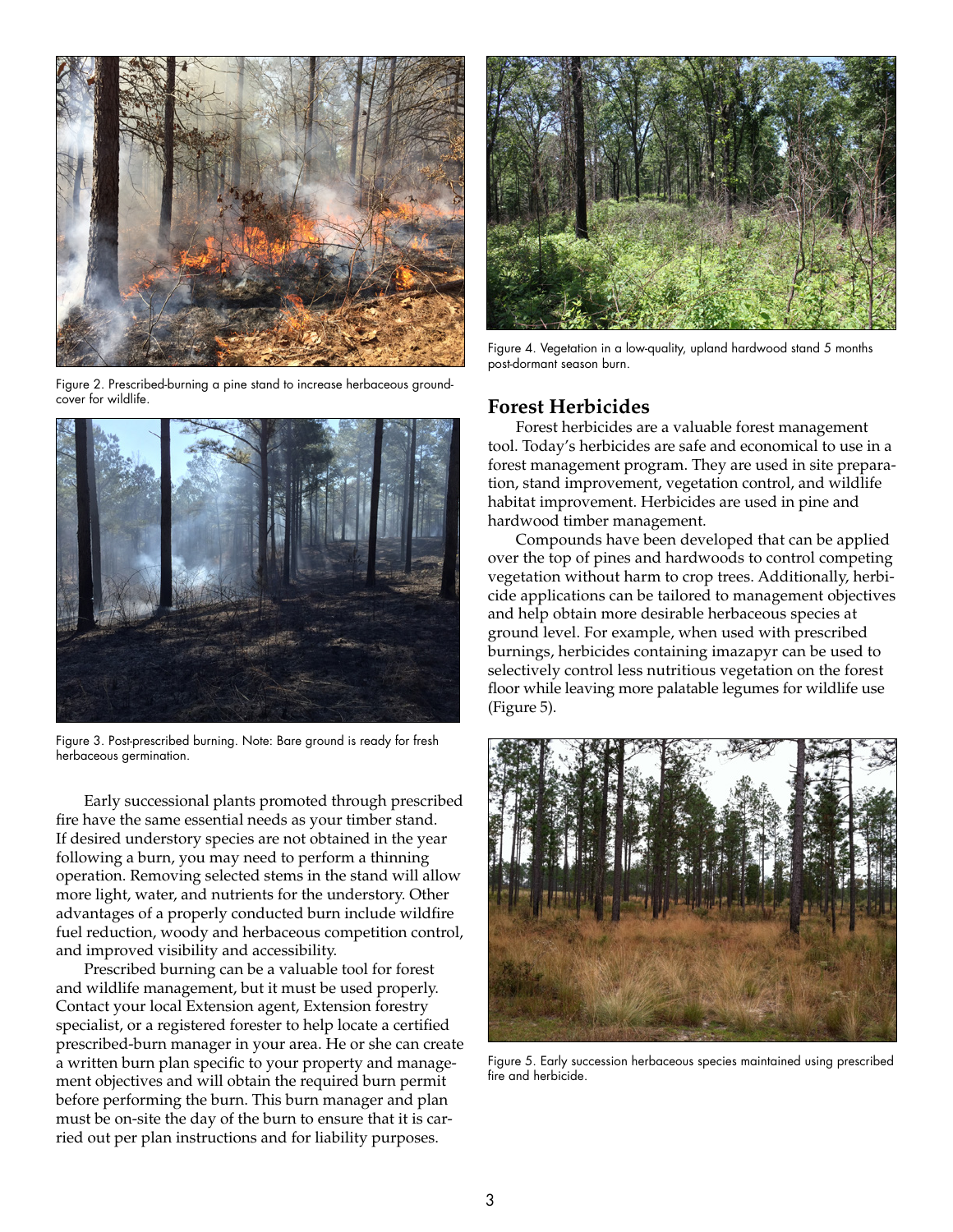Figure 2. Prescribed-burning a pine stand to increase herbaceous groundcover for wildlife.

Figure 3. Post-prescribed burning. Note: Bare ground is ready for fresh herbaceous germination.

Early successional plants promoted through prescribed fire have the same essential needs as your timber stand. If desired understory species are not obtained in the year following a burn, you may need to perform a thinning operation. Removing selected stems in the stand will allow more light, water, and nutrients for the understory. Other advantages of a properly conducted burn include wildfire fuel reduction, woody and herbaceous competition control, and improved visibility and accessibility.

Prescribed burning can be a valuable tool for forest and wildlife management, but it must be used properly. Contact your local Extension agent, Extension forestry specialist, or a registered forester to help locate a certified prescribed-burn manager in your area. He or she can create a written burn plan specific to your property and management objectives and will obtain the required burn permit before performing the burn. This burn manager and plan must be on-site the day of the burn to ensure that it is carried out per plan instructions and for liability purposes.

Figure 4. Vegetation in a low-quality, upland hardwood stand 5 months post-dormant season burn.

## Forest Herbicides

Forest herbicides are a valuable forest management tool. Today's herbicides are safe and economical to use in a forest management program. They are used in site preparation, stand improvement, vegetation control, and wildlife habitat improvement. Herbicides are used in pine and hardwood timber management.

Compounds have been developed that can be applied over the top of pines and hardwoods to control competing vegetation without harm to crop trees. Additionally, herbicide applications can be tailored to management objectives and help obtain more desirable herbaceous species at ground level. For example, when used with prescribed burnings, herbicides containing imazapyr can be used to selectively control less nutritious vegetation on the forest floor while leaving more palatable legumes for wildlife use (Figure 5).

Figure 5. Early succession herbaceous species maintained using prescribed fire and herbicide.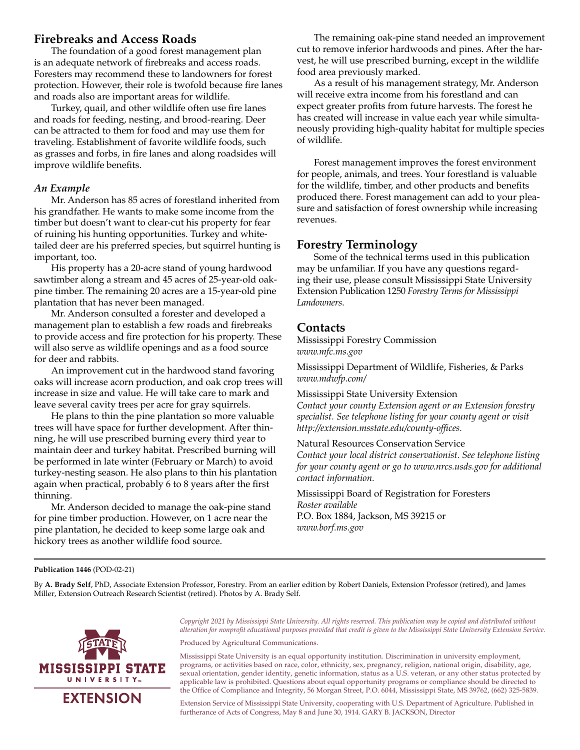## Firebreaks and Access Roads

The foundation of a good forest management plan is an adequate network of firebreaks and access roads. Foresters may recommend these to landowners for forest protection. However, their role is twofold because fire lanes and roads also are important areas for wildlife.

Turkey, quail, and other wildlife often use fire lanes and roads for feeding, nesting, and brood-rearing. Deer can be attracted to them for food and may use them for traveling. Establishment of favorite wildlife foods, such as grasses and forbs, in fire lanes and along roadsides will improve wildlife benefits.

### *An Example*

Mr. Anderson has 85 acres of forestland inherited from his grandfather. He wants to make some income from the timber but doesn't want to clear-cut his property for fear of ruining his hunting opportunities. Turkey and white-tailed deer are his preferred species, but squirrel hunting is important, too.

His property has a 20-acre stand of young hardwood sawtimber along a stream and 45 acres of 25-year-old oak-pine timber. The remaining 20 acres are a 15-year-old pine plantation that has never been managed.

Mr. Anderson consulted a forester and developed a management plan to establish a few roads and firebreaks to provide access and fire protection for his property. These will also serve as wildlife openings and as a food source for deer and rabbits.

An improvement cut in the hardwood stand favoring oaks will increase acorn production, and oak crop trees will increase in size and value. He will take care to mark and leave several cavity trees per acre for gray squirrels.

He plans to thin the pine plantation so more valuable trees will have space for further development. After thinning, he will use prescribed burning every third year to maintain deer and turkey habitat. Prescribed burning will be performed in late winter (February or March) to avoid turkey-nesting season. He also plans to thin his plantation again when practical, probably 6 to 8 years after the first thinning.

Mr. Anderson decided to manage the oak-pine stand for pine timber production. However, on 1 acre near the pine plantation, he decided to keep some large oak and hickory trees as another wildlife food source.

The remaining oak-pine stand needed an improvement cut to remove inferior hardwoods and pines. After the harvest, he will use prescribed burning, except in the wildlife food area previously marked.

As a result of his management strategy, Mr. Anderson will receive extra income from his forestland and can expect greater profits from future harvests. The forest he has created will increase in value each year while simultaneously providing high-quality habitat for multiple species of wildlife.

Forest management improves the forest environment for people, animals, and trees. Your forestland is valuable for the wildlife, timber, and other products and benefits produced there. Forest management can add to your pleasure and satisfaction of forest ownership while increasing revenues.

## Forestry Terminology

Some of the technical terms used in this publication may be unfamiliar. If you have any questions regarding their use, please consult Mississippi State University Extension Publication 1250 *Forestry Terms for Mississippi Landowners*.

## Contacts

Mississippi Forestry Commission
*www.mfc.ms.gov*

Mississippi Department of Wildlife, Fisheries, & Parks
*www.mdwfp.com/*

Mississippi State University Extension
*Contact your county Extension agent or an Extension forestry specialist. See telephone listing for your county agent or visit http://extension.msstate.edu/county-offices.*

Natural Resources Conservation Service
*Contact your local district conservationist. See telephone listing for your county agent or go to www.nrcs.usds.gov for additional contact information.*

Mississippi Board of Registration for Foresters
*Roster available*
P.O. Box 1884, Jackson, MS 39215 or
*www.borf.ms.gov*

---

**Publication 1446** (POD-02-21)

By **A. Brady Self**, PhD, Associate Extension Professor, Forestry. From an earlier edition by Robert Daniels, Extension Professor (retired), and James Miller, Extension Outreach Research Scientist (retired). Photos by A. Brady Self.

*Copyright 2021 by Mississippi State University. All rights reserved. This publication may be copied and distributed without alteration for nonprofit educational purposes provided that credit is given to the Mississippi State University Extension Service.*

Produced by Agricultural Communications.

Mississippi State University is an equal opportunity institution. Discrimination in university employment, programs, or activities based on race, color, ethnicity, sex, pregnancy, religion, national origin, disability, age, sexual orientation, gender identity, genetic information, status as a U.S. veteran, or any other status protected by applicable law is prohibited. Questions about equal opportunity programs or compliance should be directed to the Office of Compliance and Integrity, 56 Morgan Street, P.O. 6044, Mississippi State, MS 39762, (662) 325-5839.

Extension Service of Mississippi State University, cooperating with U.S. Department of Agriculture. Published in furtherance of Acts of Congress, May 8 and June 30, 1914. GARY B. JACKSON, Director